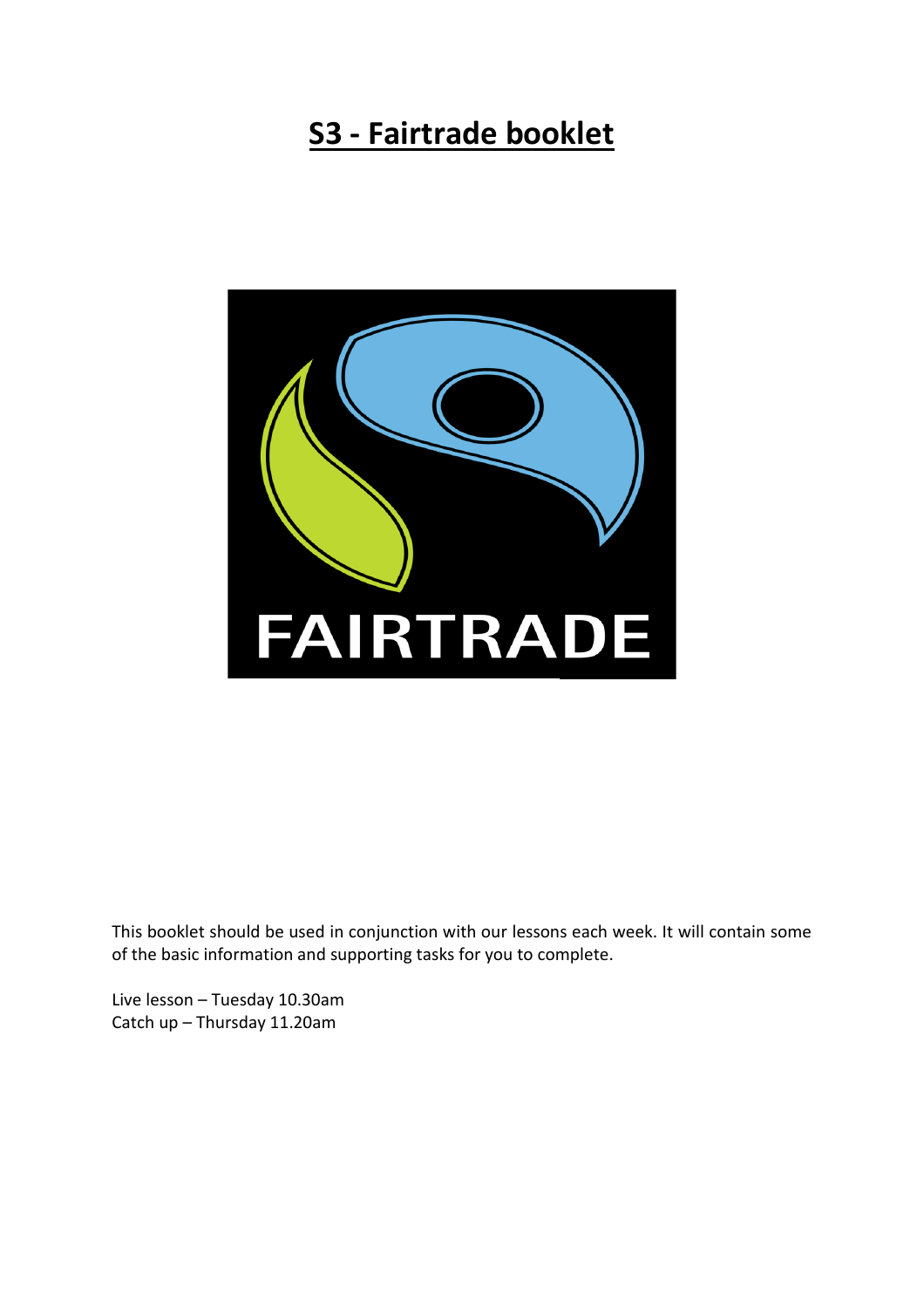# **S3 - Fairtrade booklet**

FAIRTRADE

This booklet should be used in conjunction with our lessons each week. It will contain some of the basic information and supporting tasks for you to complete.

Live lesson – Tuesday 10.30am
Catch up – Thursday 11.20am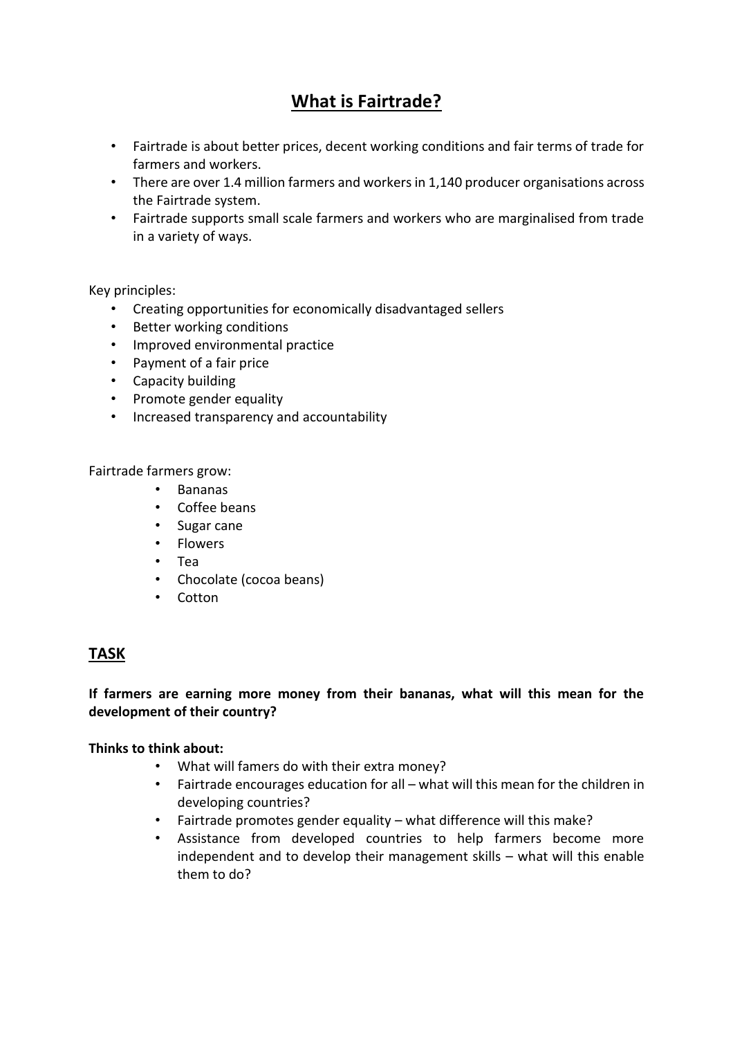# What is Fairtrade?

- Fairtrade is about better prices, decent working conditions and fair terms of trade for farmers and workers.
- There are over 1.4 million farmers and workers in 1,140 producer organisations across the Fairtrade system.
- Fairtrade supports small scale farmers and workers who are marginalised from trade in a variety of ways.

Key principles:

- Creating opportunities for economically disadvantaged sellers
- Better working conditions
- Improved environmental practice
- Payment of a fair price
- Capacity building
- Promote gender equality
- Increased transparency and accountability

Fairtrade farmers grow:

- Bananas
- Coffee beans
- Sugar cane
- Flowers
- Tea
- Chocolate (cocoa beans)
- Cotton

## TASK

**If farmers are earning more money from their bananas, what will this mean for the development of their country?**

**Thinks to think about:**

- What will famers do with their extra money?
- Fairtrade encourages education for all – what will this mean for the children in developing countries?
- Fairtrade promotes gender equality – what difference will this make?
- Assistance from developed countries to help farmers become more independent and to develop their management skills – what will this enable them to do?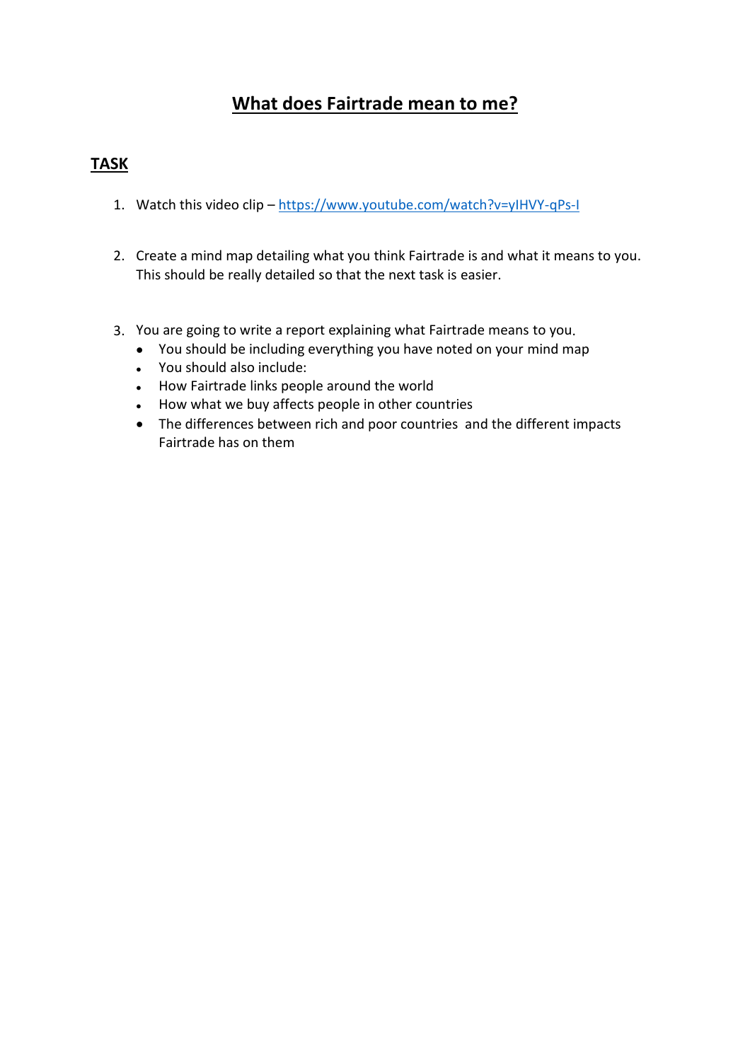# What does Fairtrade mean to me?

## TASK

1. Watch this video clip – [https://www.youtube.com/watch?v=yIHVY-qPs-I](https://www.youtube.com/watch?v=yIHVY-qPs-I)

2. Create a mind map detailing what you think Fairtrade is and what it means to you. This should be really detailed so that the next task is easier.

3. You are going to write a report explaining what Fairtrade means to you.
   - You should be including everything you have noted on your mind map
   - You should also include:
   - How Fairtrade links people around the world
   - How what we buy affects people in other countries
   - The differences between rich and poor countries and the different impacts Fairtrade has on them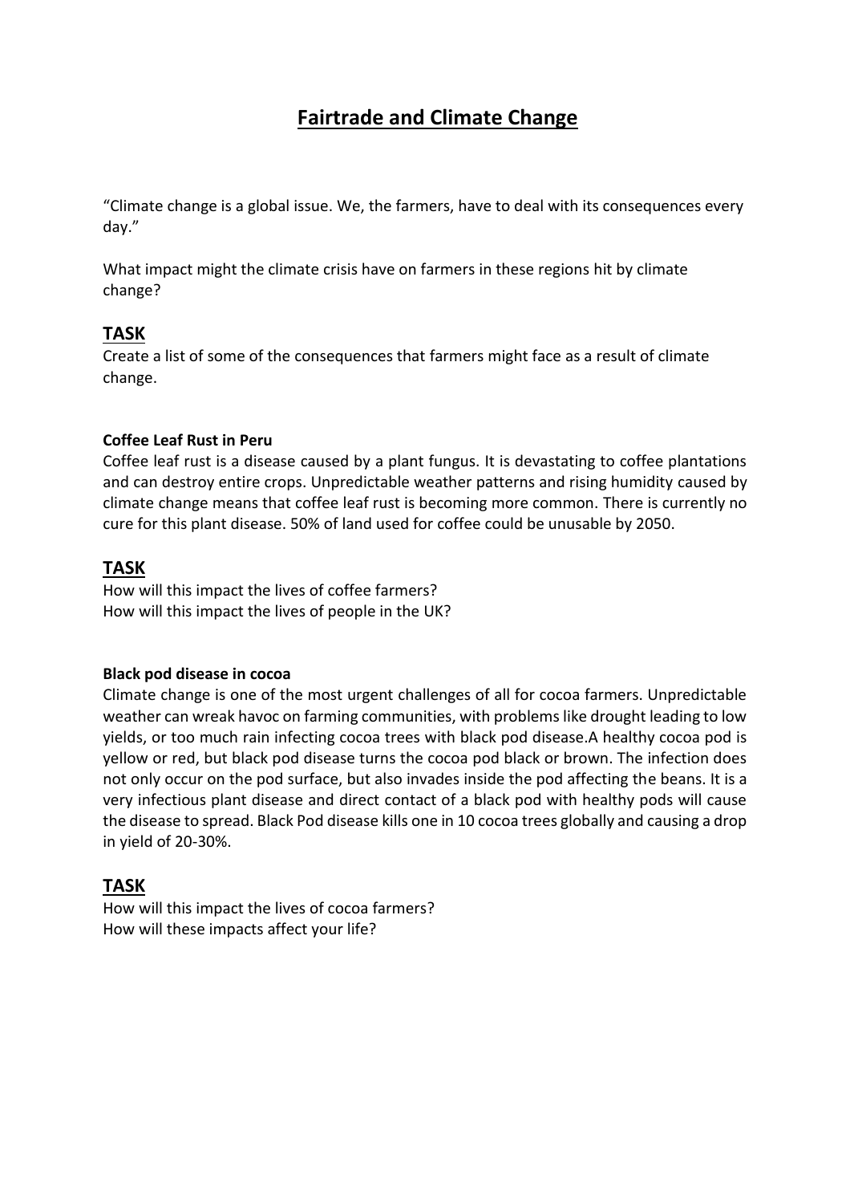# Fairtrade and Climate Change

"Climate change is a global issue. We, the farmers, have to deal with its consequences every day."

What impact might the climate crisis have on farmers in these regions hit by climate change?

## TASK

Create a list of some of the consequences that farmers might face as a result of climate change.

**Coffee Leaf Rust in Peru**

Coffee leaf rust is a disease caused by a plant fungus. It is devastating to coffee plantations and can destroy entire crops. Unpredictable weather patterns and rising humidity caused by climate change means that coffee leaf rust is becoming more common. There is currently no cure for this plant disease. 50% of land used for coffee could be unusable by 2050.

## TASK

How will this impact the lives of coffee farmers?
How will this impact the lives of people in the UK?

**Black pod disease in cocoa**

Climate change is one of the most urgent challenges of all for cocoa farmers. Unpredictable weather can wreak havoc on farming communities, with problems like drought leading to low yields, or too much rain infecting cocoa trees with black pod disease.A healthy cocoa pod is yellow or red, but black pod disease turns the cocoa pod black or brown. The infection does not only occur on the pod surface, but also invades inside the pod affecting the beans. It is a very infectious plant disease and direct contact of a black pod with healthy pods will cause the disease to spread. Black Pod disease kills one in 10 cocoa trees globally and causing a drop in yield of 20-30%.

## TASK

How will this impact the lives of cocoa farmers?
How will these impacts affect your life?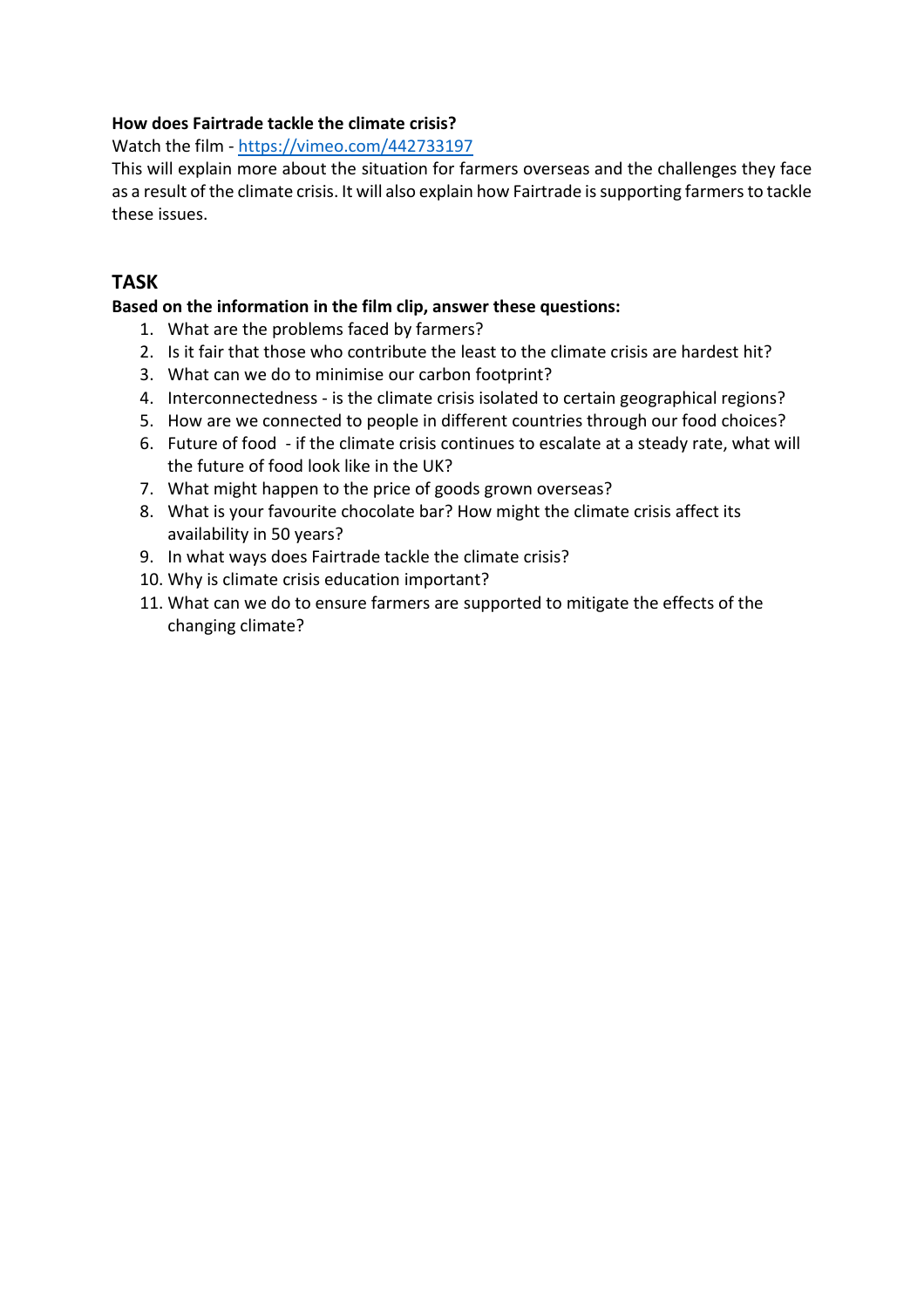**How does Fairtrade tackle the climate crisis?**

Watch the film - [https://vimeo.com/442733197](https://vimeo.com/442733197)

This will explain more about the situation for farmers overseas and the challenges they face as a result of the climate crisis. It will also explain how Fairtrade is supporting farmers to tackle these issues.

## TASK

**Based on the information in the film clip, answer these questions:**

1. What are the problems faced by farmers?
2. Is it fair that those who contribute the least to the climate crisis are hardest hit?
3. What can we do to minimise our carbon footprint?
4. Interconnectedness - is the climate crisis isolated to certain geographical regions?
5. How are we connected to people in different countries through our food choices?
6. Future of food - if the climate crisis continues to escalate at a steady rate, what will the future of food look like in the UK?
7. What might happen to the price of goods grown overseas?
8. What is your favourite chocolate bar? How might the climate crisis affect its availability in 50 years?
9. In what ways does Fairtrade tackle the climate crisis?
10. Why is climate crisis education important?
11. What can we do to ensure farmers are supported to mitigate the effects of the changing climate?